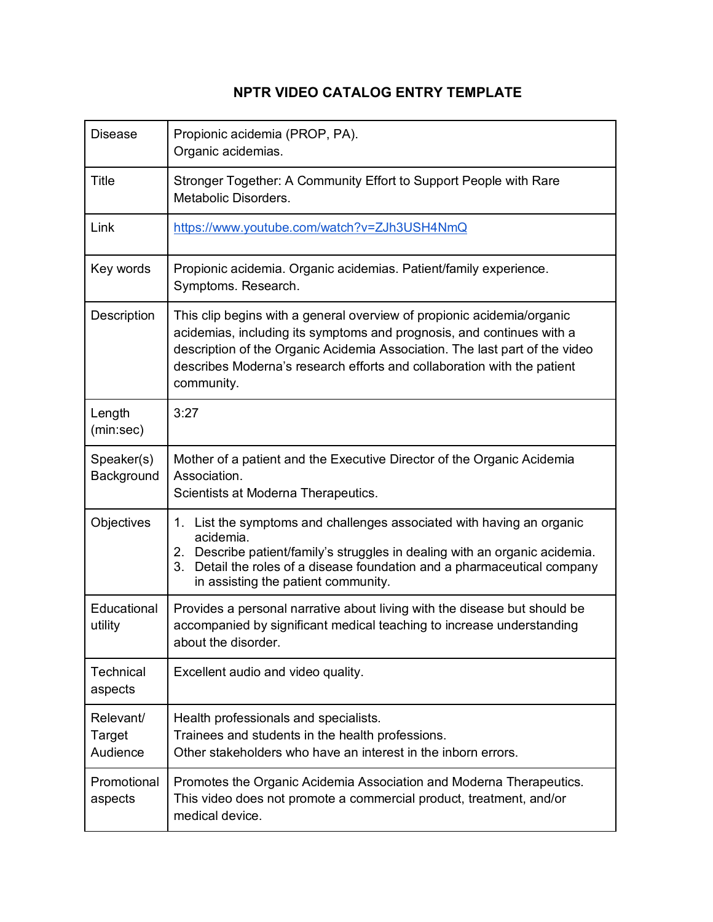# NPTR VIDEO CATALOG ENTRY TEMPLATE

| | |
|---|---|
| Disease | Propionic acidemia (PROP, PA).<br>Organic acidemias. |
| Title | Stronger Together: A Community Effort to Support People with Rare Metabolic Disorders. |
| Link | https://www.youtube.com/watch?v=ZJh3USH4NmQ |
| Key words | Propionic acidemia. Organic acidemias. Patient/family experience. Symptoms. Research. |
| Description | This clip begins with a general overview of propionic acidemia/organic acidemias, including its symptoms and prognosis, and continues with a description of the Organic Acidemia Association. The last part of the video describes Moderna's research efforts and collaboration with the patient community. |
| Length (min:sec) | 3:27 |
| Speaker(s) Background | Mother of a patient and the Executive Director of the Organic Acidemia Association.<br>Scientists at Moderna Therapeutics. |
| Objectives | 1. List the symptoms and challenges associated with having an organic acidemia.<br>2. Describe patient/family's struggles in dealing with an organic acidemia.<br>3. Detail the roles of a disease foundation and a pharmaceutical company in assisting the patient community. |
| Educational utility | Provides a personal narrative about living with the disease but should be accompanied by significant medical teaching to increase understanding about the disorder. |
| Technical aspects | Excellent audio and video quality. |
| Relevant/ Target Audience | Health professionals and specialists.<br>Trainees and students in the health professions.<br>Other stakeholders who have an interest in the inborn errors. |
| Promotional aspects | Promotes the Organic Acidemia Association and Moderna Therapeutics. This video does not promote a commercial product, treatment, and/or medical device. |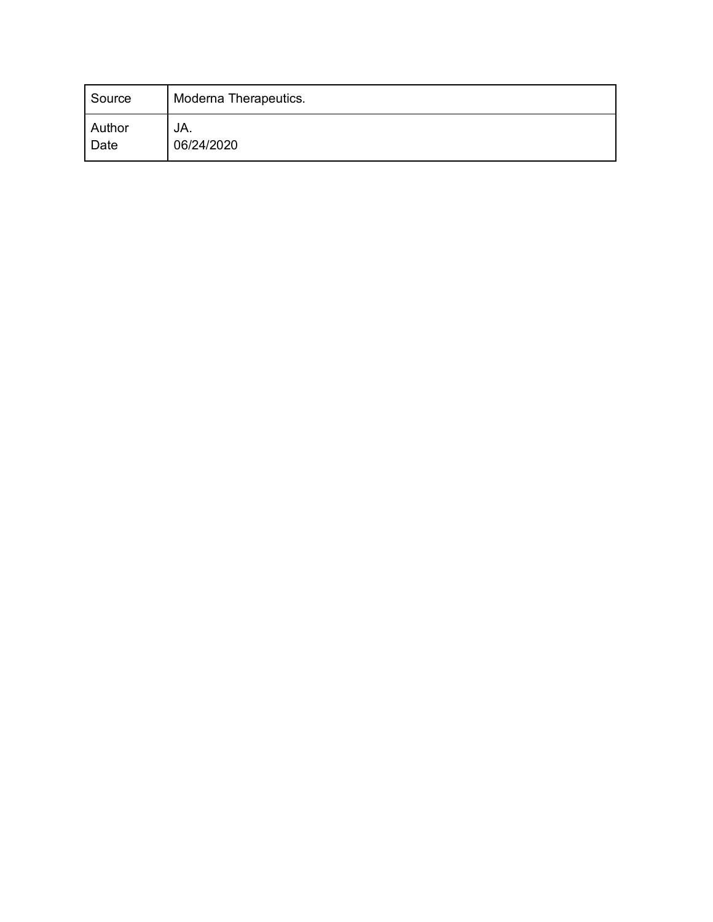| | |
|---|---|
| Source | Moderna Therapeutics. |
| Author<br>Date | JA.<br>06/24/2020 |